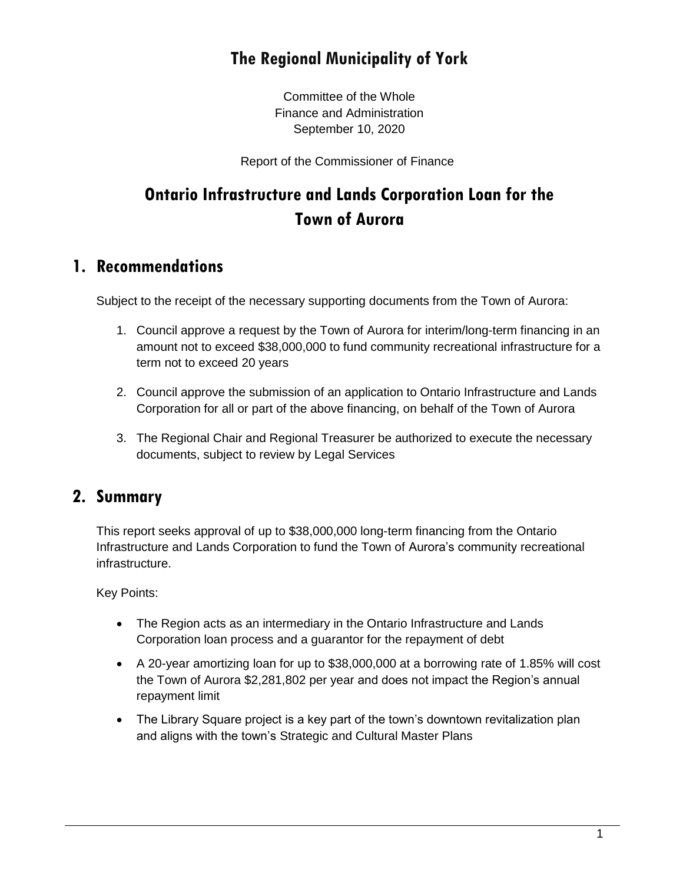# The Regional Municipality of York

Committee of the Whole
Finance and Administration
September 10, 2020

Report of the Commissioner of Finance

# Ontario Infrastructure and Lands Corporation Loan for the Town of Aurora

## 1. Recommendations

Subject to the receipt of the necessary supporting documents from the Town of Aurora:

1. Council approve a request by the Town of Aurora for interim/long-term financing in an amount not to exceed $38,000,000 to fund community recreational infrastructure for a term not to exceed 20 years
2. Council approve the submission of an application to Ontario Infrastructure and Lands Corporation for all or part of the above financing, on behalf of the Town of Aurora
3. The Regional Chair and Regional Treasurer be authorized to execute the necessary documents, subject to review by Legal Services

## 2. Summary

This report seeks approval of up to $38,000,000 long-term financing from the Ontario Infrastructure and Lands Corporation to fund the Town of Aurora's community recreational infrastructure.

Key Points:

- The Region acts as an intermediary in the Ontario Infrastructure and Lands Corporation loan process and a guarantor for the repayment of debt
- A 20-year amortizing loan for up to $38,000,000 at a borrowing rate of 1.85% will cost the Town of Aurora $2,281,802 per year and does not impact the Region's annual repayment limit
- The Library Square project is a key part of the town's downtown revitalization plan and aligns with the town's Strategic and Cultural Master Plans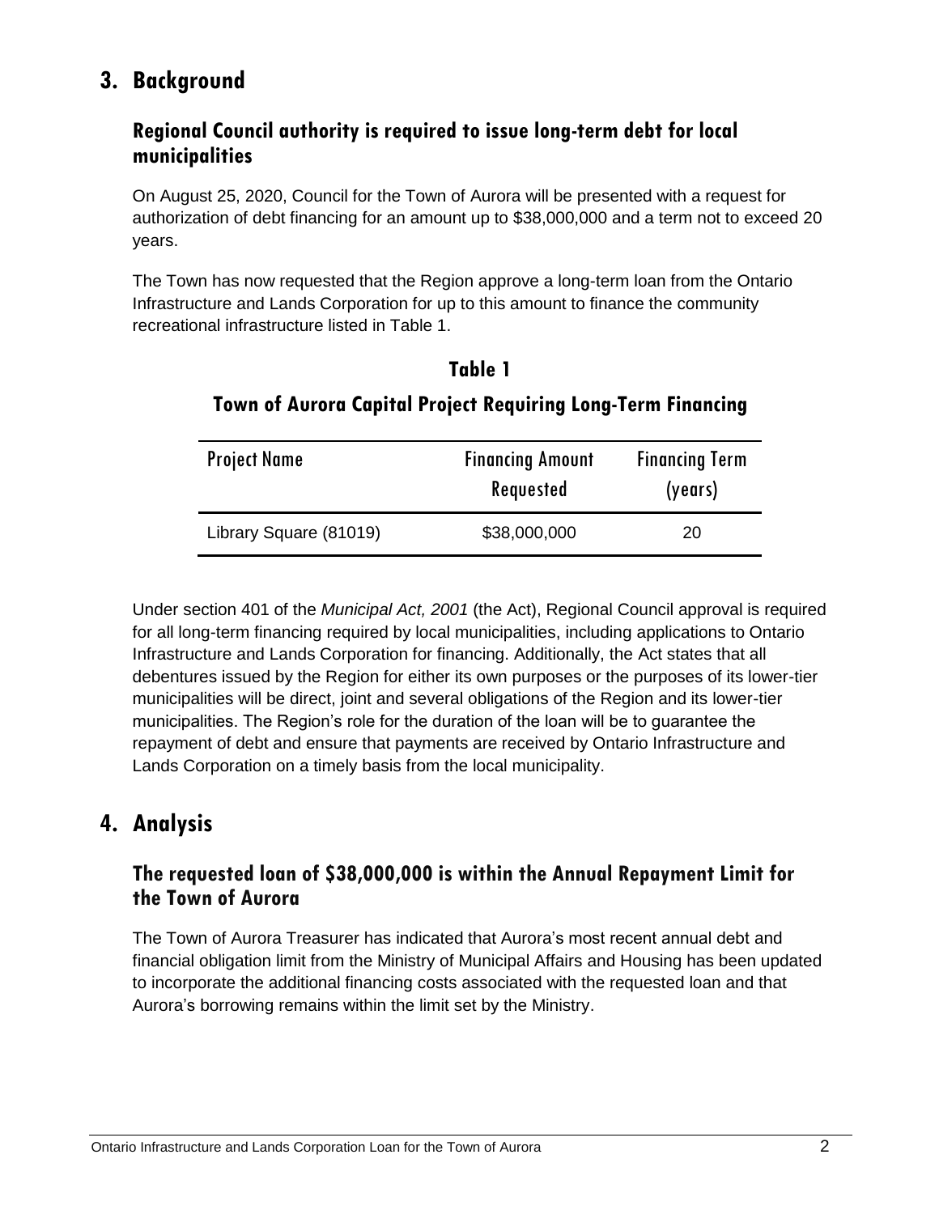# 3. Background

## Regional Council authority is required to issue long-term debt for local municipalities

On August 25, 2020, Council for the Town of Aurora will be presented with a request for authorization of debt financing for an amount up to $38,000,000 and a term not to exceed 20 years.

The Town has now requested that the Region approve a long-term loan from the Ontario Infrastructure and Lands Corporation for up to this amount to finance the community recreational infrastructure listed in Table 1.

**Table 1**

**Town of Aurora Capital Project Requiring Long-Term Financing**

| Project Name | Financing Amount Requested | Financing Term (years) |
|---|---|---|
| Library Square (81019) | $38,000,000 | 20 |

Under section 401 of the *Municipal Act, 2001* (the Act), Regional Council approval is required for all long-term financing required by local municipalities, including applications to Ontario Infrastructure and Lands Corporation for financing. Additionally, the Act states that all debentures issued by the Region for either its own purposes or the purposes of its lower-tier municipalities will be direct, joint and several obligations of the Region and its lower-tier municipalities. The Region's role for the duration of the loan will be to guarantee the repayment of debt and ensure that payments are received by Ontario Infrastructure and Lands Corporation on a timely basis from the local municipality.

# 4. Analysis

## The requested loan of $38,000,000 is within the Annual Repayment Limit for the Town of Aurora

The Town of Aurora Treasurer has indicated that Aurora's most recent annual debt and financial obligation limit from the Ministry of Municipal Affairs and Housing has been updated to incorporate the additional financing costs associated with the requested loan and that Aurora's borrowing remains within the limit set by the Ministry.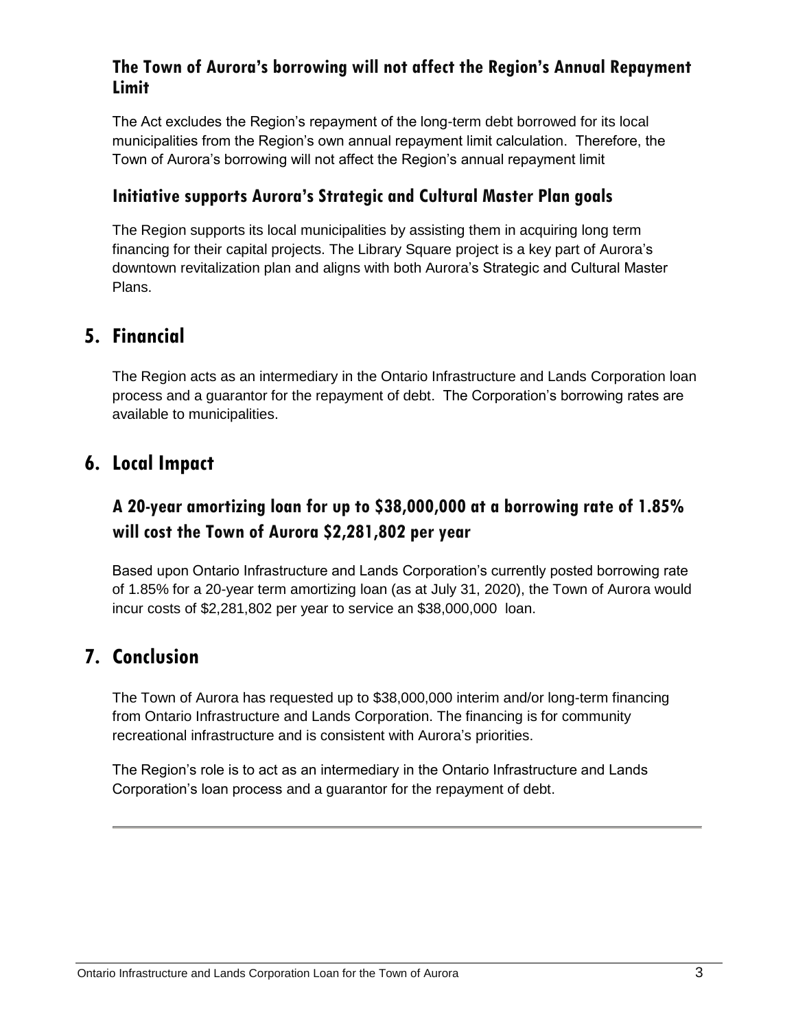### The Town of Aurora's borrowing will not affect the Region's Annual Repayment Limit

The Act excludes the Region's repayment of the long-term debt borrowed for its local municipalities from the Region's own annual repayment limit calculation. Therefore, the Town of Aurora's borrowing will not affect the Region's annual repayment limit

### Initiative supports Aurora's Strategic and Cultural Master Plan goals

The Region supports its local municipalities by assisting them in acquiring long term financing for their capital projects. The Library Square project is a key part of Aurora's downtown revitalization plan and aligns with both Aurora's Strategic and Cultural Master Plans.

## 5. Financial

The Region acts as an intermediary in the Ontario Infrastructure and Lands Corporation loan process and a guarantor for the repayment of debt. The Corporation's borrowing rates are available to municipalities.

## 6. Local Impact

### A 20-year amortizing loan for up to $38,000,000 at a borrowing rate of 1.85% will cost the Town of Aurora $2,281,802 per year

Based upon Ontario Infrastructure and Lands Corporation's currently posted borrowing rate of 1.85% for a 20-year term amortizing loan (as at July 31, 2020), the Town of Aurora would incur costs of $2,281,802 per year to service an $38,000,000 loan.

## 7. Conclusion

The Town of Aurora has requested up to $38,000,000 interim and/or long-term financing from Ontario Infrastructure and Lands Corporation. The financing is for community recreational infrastructure and is consistent with Aurora's priorities.

The Region's role is to act as an intermediary in the Ontario Infrastructure and Lands Corporation's loan process and a guarantor for the repayment of debt.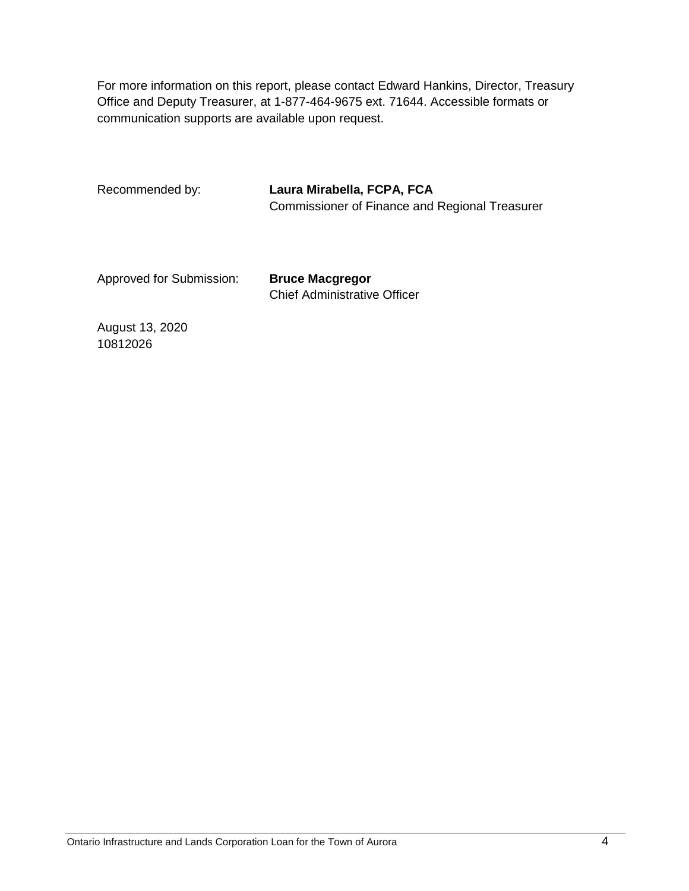For more information on this report, please contact Edward Hankins, Director, Treasury Office and Deputy Treasurer, at 1-877-464-9675 ext. 71644. Accessible formats or communication supports are available upon request.

Recommended by: **Laura Mirabella, FCPA, FCA**
Commissioner of Finance and Regional Treasurer

Approved for Submission: **Bruce Macgregor**
Chief Administrative Officer

August 13, 2020
10812026